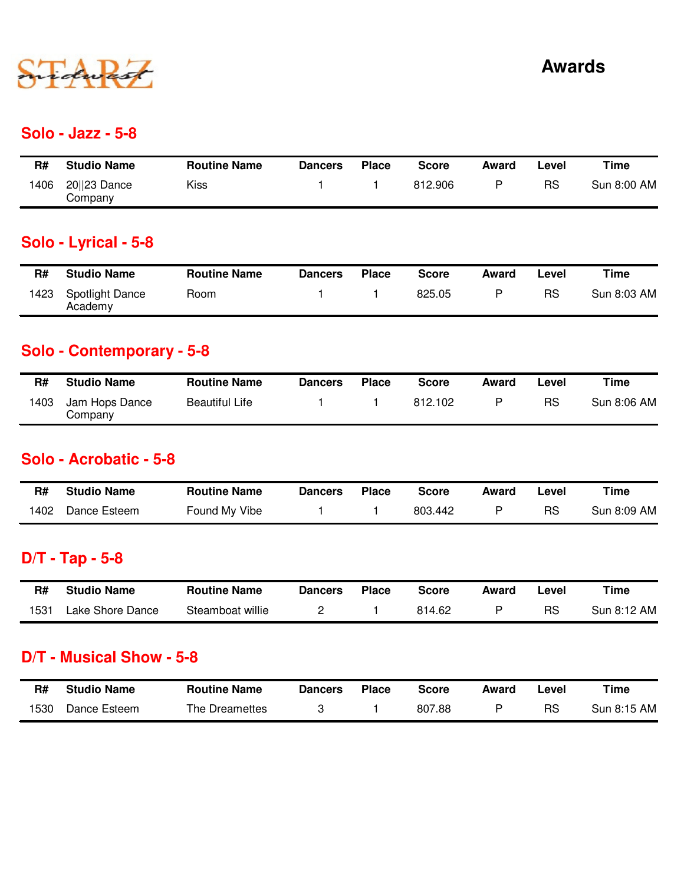STARZ midwest

# Awards

## Solo - Jazz - 5-8

| R# | Studio Name | Routine Name | Dancers | Place | Score | Award | Level | Time |
|---|---|---|---|---|---|---|---|---|
| 1406 | 20||23 Dance Company | Kiss | 1 | 1 | 812.906 | P | RS | Sun 8:00 AM |

## Solo - Lyrical - 5-8

| R# | Studio Name | Routine Name | Dancers | Place | Score | Award | Level | Time |
|---|---|---|---|---|---|---|---|---|
| 1423 | Spotlight Dance Academy | Room | 1 | 1 | 825.05 | P | RS | Sun 8:03 AM |

## Solo - Contemporary - 5-8

| R# | Studio Name | Routine Name | Dancers | Place | Score | Award | Level | Time |
|---|---|---|---|---|---|---|---|---|
| 1403 | Jam Hops Dance Company | Beautiful Life | 1 | 1 | 812.102 | P | RS | Sun 8:06 AM |

## Solo - Acrobatic - 5-8

| R# | Studio Name | Routine Name | Dancers | Place | Score | Award | Level | Time |
|---|---|---|---|---|---|---|---|---|
| 1402 | Dance Esteem | Found My Vibe | 1 | 1 | 803.442 | P | RS | Sun 8:09 AM |

## D/T - Tap - 5-8

| R# | Studio Name | Routine Name | Dancers | Place | Score | Award | Level | Time |
|---|---|---|---|---|---|---|---|---|
| 1531 | Lake Shore Dance | Steamboat willie | 2 | 1 | 814.62 | P | RS | Sun 8:12 AM |

## D/T - Musical Show - 5-8

| R# | Studio Name | Routine Name | Dancers | Place | Score | Award | Level | Time |
|---|---|---|---|---|---|---|---|---|
| 1530 | Dance Esteem | The Dreamettes | 3 | 1 | 807.88 | P | RS | Sun 8:15 AM |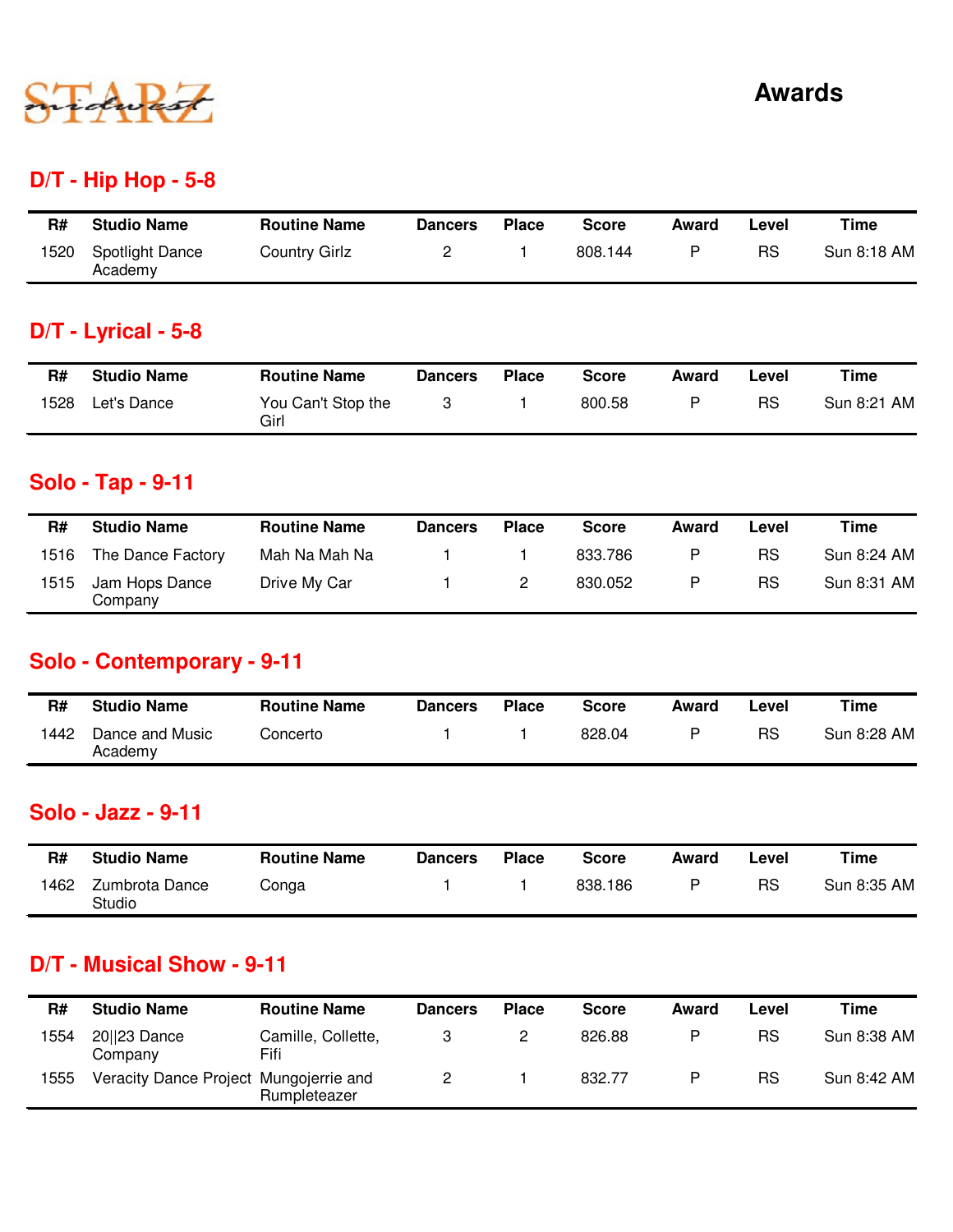STARZ midwest

# Awards

## D/T - Hip Hop - 5-8

| R# | Studio Name | Routine Name | Dancers | Place | Score | Award | Level | Time |
|---|---|---|---|---|---|---|---|---|
| 1520 | Spotlight Dance Academy | Country Girlz | 2 | 1 | 808.144 | P | RS | Sun 8:18 AM |

## D/T - Lyrical - 5-8

| R# | Studio Name | Routine Name | Dancers | Place | Score | Award | Level | Time |
|---|---|---|---|---|---|---|---|---|
| 1528 | Let's Dance | You Can't Stop the Girl | 3 | 1 | 800.58 | P | RS | Sun 8:21 AM |

## Solo - Tap - 9-11

| R# | Studio Name | Routine Name | Dancers | Place | Score | Award | Level | Time |
|---|---|---|---|---|---|---|---|---|
| 1516 | The Dance Factory | Mah Na Mah Na | 1 | 1 | 833.786 | P | RS | Sun 8:24 AM |
| 1515 | Jam Hops Dance Company | Drive My Car | 1 | 2 | 830.052 | P | RS | Sun 8:31 AM |

## Solo - Contemporary - 9-11

| R# | Studio Name | Routine Name | Dancers | Place | Score | Award | Level | Time |
|---|---|---|---|---|---|---|---|---|
| 1442 | Dance and Music Academy | Concerto | 1 | 1 | 828.04 | P | RS | Sun 8:28 AM |

## Solo - Jazz - 9-11

| R# | Studio Name | Routine Name | Dancers | Place | Score | Award | Level | Time |
|---|---|---|---|---|---|---|---|---|
| 1462 | Zumbrota Dance Studio | Conga | 1 | 1 | 838.186 | P | RS | Sun 8:35 AM |

## D/T - Musical Show - 9-11

| R# | Studio Name | Routine Name | Dancers | Place | Score | Award | Level | Time |
|---|---|---|---|---|---|---|---|---|
| 1554 | 20||23 Dance Company | Camille, Collette, Fifi | 3 | 2 | 826.88 | P | RS | Sun 8:38 AM |
| 1555 | Veracity Dance Project | Mungojerrie and Rumpleteazer | 2 | 1 | 832.77 | P | RS | Sun 8:42 AM |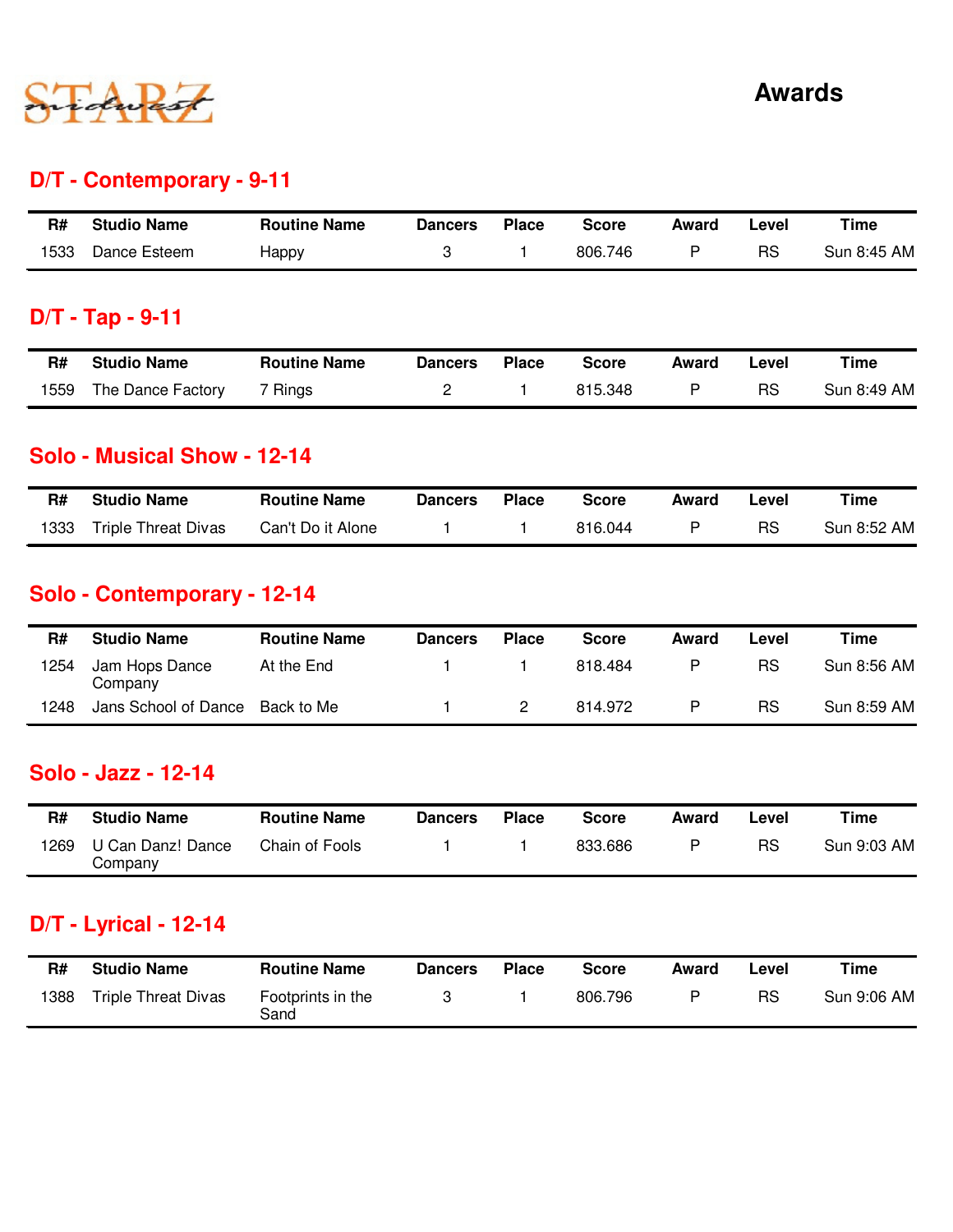STARZ midwest

# Awards

## D/T - Contemporary - 9-11

| R# | Studio Name | Routine Name | Dancers | Place | Score | Award | Level | Time |
|---|---|---|---|---|---|---|---|---|
| 1533 | Dance Esteem | Happy | 3 | 1 | 806.746 | P | RS | Sun 8:45 AM |

## D/T - Tap - 9-11

| R# | Studio Name | Routine Name | Dancers | Place | Score | Award | Level | Time |
|---|---|---|---|---|---|---|---|---|
| 1559 | The Dance Factory | 7 Rings | 2 | 1 | 815.348 | P | RS | Sun 8:49 AM |

## Solo - Musical Show - 12-14

| R# | Studio Name | Routine Name | Dancers | Place | Score | Award | Level | Time |
|---|---|---|---|---|---|---|---|---|
| 1333 | Triple Threat Divas | Can't Do it Alone | 1 | 1 | 816.044 | P | RS | Sun 8:52 AM |

## Solo - Contemporary - 12-14

| R# | Studio Name | Routine Name | Dancers | Place | Score | Award | Level | Time |
|---|---|---|---|---|---|---|---|---|
| 1254 | Jam Hops Dance Company | At the End | 1 | 1 | 818.484 | P | RS | Sun 8:56 AM |
| 1248 | Jans School of Dance | Back to Me | 1 | 2 | 814.972 | P | RS | Sun 8:59 AM |

## Solo - Jazz - 12-14

| R# | Studio Name | Routine Name | Dancers | Place | Score | Award | Level | Time |
|---|---|---|---|---|---|---|---|---|
| 1269 | U Can Danz! Dance Company | Chain of Fools | 1 | 1 | 833.686 | P | RS | Sun 9:03 AM |

## D/T - Lyrical - 12-14

| R# | Studio Name | Routine Name | Dancers | Place | Score | Award | Level | Time |
|---|---|---|---|---|---|---|---|---|
| 1388 | Triple Threat Divas | Footprints in the Sand | 3 | 1 | 806.796 | P | RS | Sun 9:06 AM |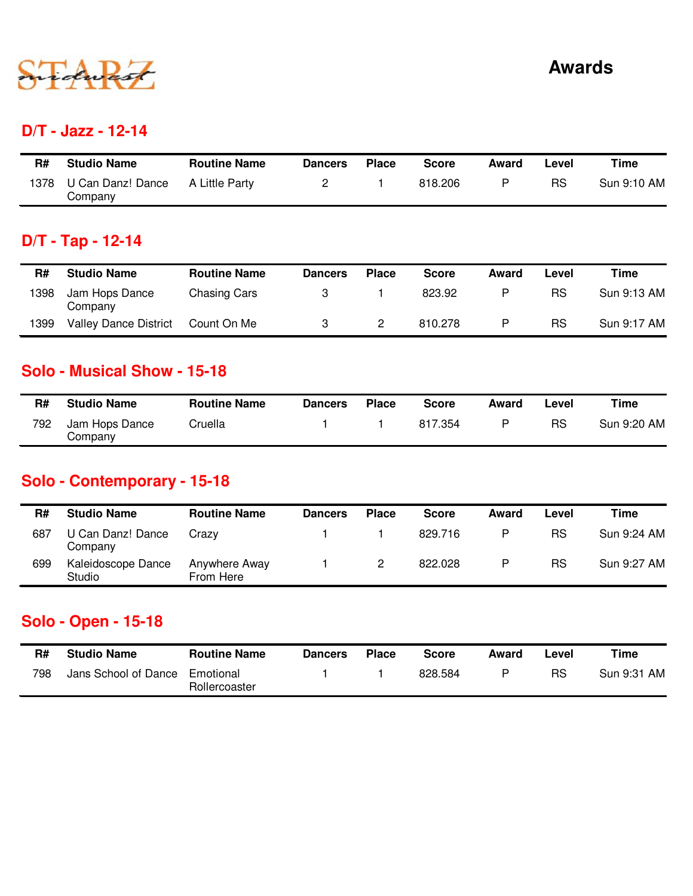STARZ midwest

# Awards

## D/T - Jazz - 12-14

| R# | Studio Name | Routine Name | Dancers | Place | Score | Award | Level | Time |
|---|---|---|---|---|---|---|---|---|
| 1378 | U Can Danz! Dance Company | A Little Party | 2 | 1 | 818.206 | P | RS | Sun 9:10 AM |

## D/T - Tap - 12-14

| R# | Studio Name | Routine Name | Dancers | Place | Score | Award | Level | Time |
|---|---|---|---|---|---|---|---|---|
| 1398 | Jam Hops Dance Company | Chasing Cars | 3 | 1 | 823.92 | P | RS | Sun 9:13 AM |
| 1399 | Valley Dance District | Count On Me | 3 | 2 | 810.278 | P | RS | Sun 9:17 AM |

## Solo - Musical Show - 15-18

| R# | Studio Name | Routine Name | Dancers | Place | Score | Award | Level | Time |
|---|---|---|---|---|---|---|---|---|
| 792 | Jam Hops Dance Company | Cruella | 1 | 1 | 817.354 | P | RS | Sun 9:20 AM |

## Solo - Contemporary - 15-18

| R# | Studio Name | Routine Name | Dancers | Place | Score | Award | Level | Time |
|---|---|---|---|---|---|---|---|---|
| 687 | U Can Danz! Dance Company | Crazy | 1 | 1 | 829.716 | P | RS | Sun 9:24 AM |
| 699 | Kaleidoscope Dance Studio | Anywhere Away From Here | 1 | 2 | 822.028 | P | RS | Sun 9:27 AM |

## Solo - Open - 15-18

| R# | Studio Name | Routine Name | Dancers | Place | Score | Award | Level | Time |
|---|---|---|---|---|---|---|---|---|
| 798 | Jans School of Dance | Emotional Rollercoaster | 1 | 1 | 828.584 | P | RS | Sun 9:31 AM |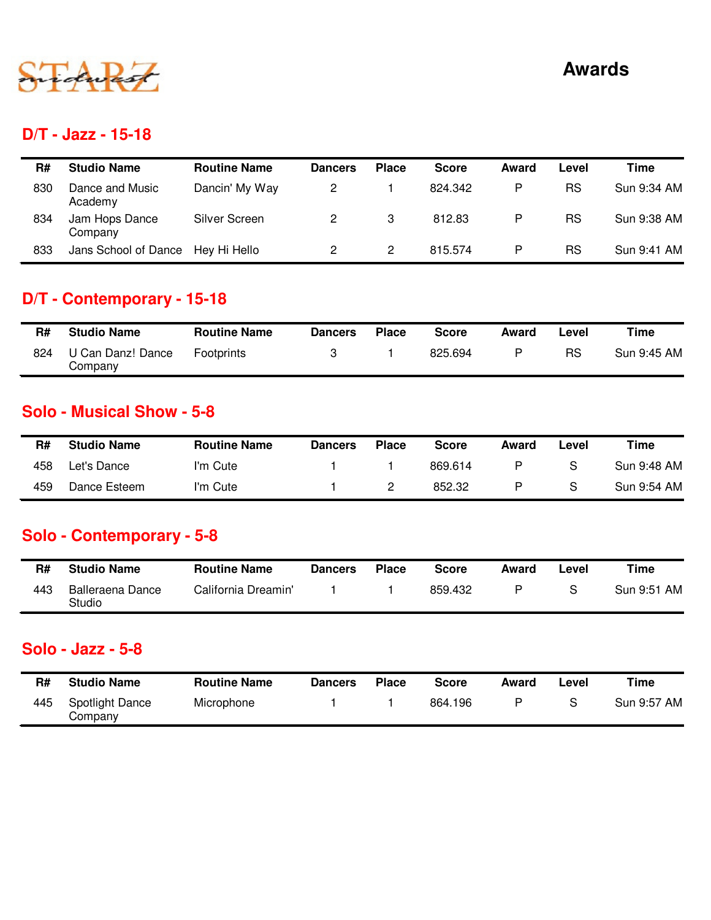# Awards

## D/T - Jazz - 15-18

| R# | Studio Name | Routine Name | Dancers | Place | Score | Award | Level | Time |
|---|---|---|---|---|---|---|---|---|
| 830 | Dance and Music Academy | Dancin' My Way | 2 | 1 | 824.342 | P | RS | Sun 9:34 AM |
| 834 | Jam Hops Dance Company | Silver Screen | 2 | 3 | 812.83 | P | RS | Sun 9:38 AM |
| 833 | Jans School of Dance | Hey Hi Hello | 2 | 2 | 815.574 | P | RS | Sun 9:41 AM |

## D/T - Contemporary - 15-18

| R# | Studio Name | Routine Name | Dancers | Place | Score | Award | Level | Time |
|---|---|---|---|---|---|---|---|---|
| 824 | U Can Danz! Dance Company | Footprints | 3 | 1 | 825.694 | P | RS | Sun 9:45 AM |

## Solo - Musical Show - 5-8

| R# | Studio Name | Routine Name | Dancers | Place | Score | Award | Level | Time |
|---|---|---|---|---|---|---|---|---|
| 458 | Let's Dance | I'm Cute | 1 | 1 | 869.614 | P | S | Sun 9:48 AM |
| 459 | Dance Esteem | I'm Cute | 1 | 2 | 852.32 | P | S | Sun 9:54 AM |

## Solo - Contemporary - 5-8

| R# | Studio Name | Routine Name | Dancers | Place | Score | Award | Level | Time |
|---|---|---|---|---|---|---|---|---|
| 443 | Balleraena Dance Studio | California Dreamin' | 1 | 1 | 859.432 | P | S | Sun 9:51 AM |

## Solo - Jazz - 5-8

| R# | Studio Name | Routine Name | Dancers | Place | Score | Award | Level | Time |
|---|---|---|---|---|---|---|---|---|
| 445 | Spotlight Dance Company | Microphone | 1 | 1 | 864.196 | P | S | Sun 9:57 AM |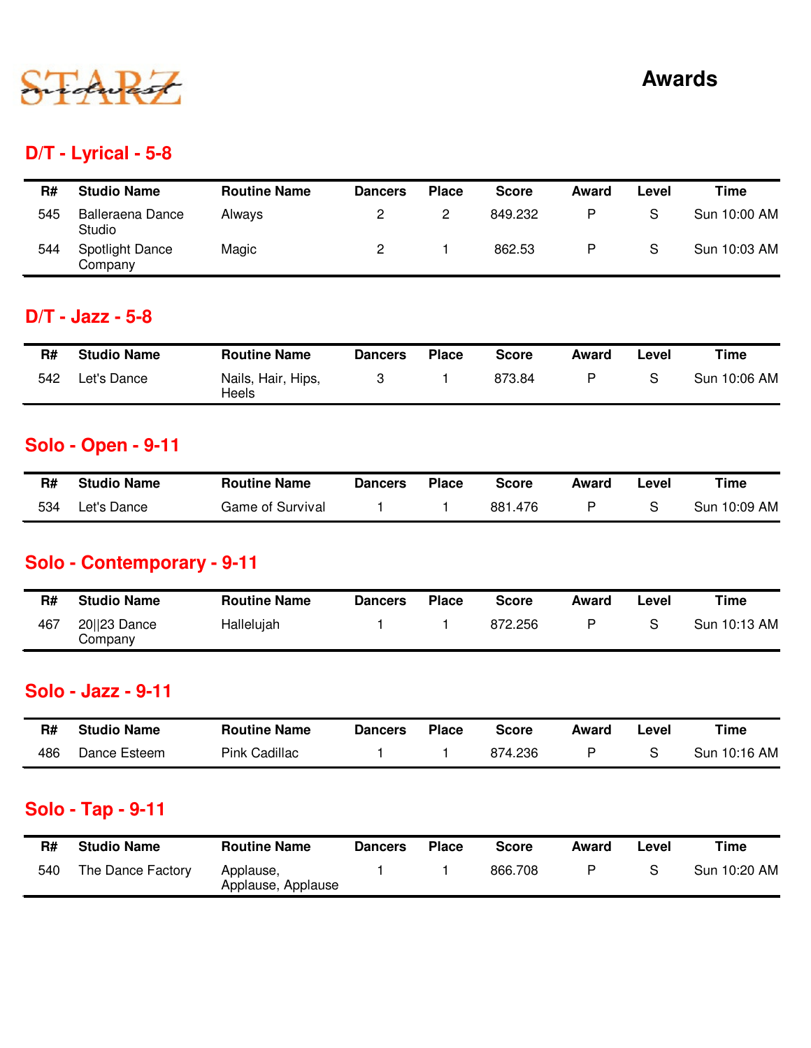STARZ midwest

# Awards

## D/T - Lyrical - 5-8

| R# | Studio Name | Routine Name | Dancers | Place | Score | Award | Level | Time |
|---|---|---|---|---|---|---|---|---|
| 545 | Balleraena Dance Studio | Always | 2 | 2 | 849.232 | P | S | Sun 10:00 AM |
| 544 | Spotlight Dance Company | Magic | 2 | 1 | 862.53 | P | S | Sun 10:03 AM |

## D/T - Jazz - 5-8

| R# | Studio Name | Routine Name | Dancers | Place | Score | Award | Level | Time |
|---|---|---|---|---|---|---|---|---|
| 542 | Let's Dance | Nails, Hair, Hips, Heels | 3 | 1 | 873.84 | P | S | Sun 10:06 AM |

## Solo - Open - 9-11

| R# | Studio Name | Routine Name | Dancers | Place | Score | Award | Level | Time |
|---|---|---|---|---|---|---|---|---|
| 534 | Let's Dance | Game of Survival | 1 | 1 | 881.476 | P | S | Sun 10:09 AM |

## Solo - Contemporary - 9-11

| R# | Studio Name | Routine Name | Dancers | Place | Score | Award | Level | Time |
|---|---|---|---|---|---|---|---|---|
| 467 | 20\|\|23 Dance Company | Hallelujah | 1 | 1 | 872.256 | P | S | Sun 10:13 AM |

## Solo - Jazz - 9-11

| R# | Studio Name | Routine Name | Dancers | Place | Score | Award | Level | Time |
|---|---|---|---|---|---|---|---|---|
| 486 | Dance Esteem | Pink Cadillac | 1 | 1 | 874.236 | P | S | Sun 10:16 AM |

## Solo - Tap - 9-11

| R# | Studio Name | Routine Name | Dancers | Place | Score | Award | Level | Time |
|---|---|---|---|---|---|---|---|---|
| 540 | The Dance Factory | Applause, Applause, Applause | 1 | 1 | 866.708 | P | S | Sun 10:20 AM |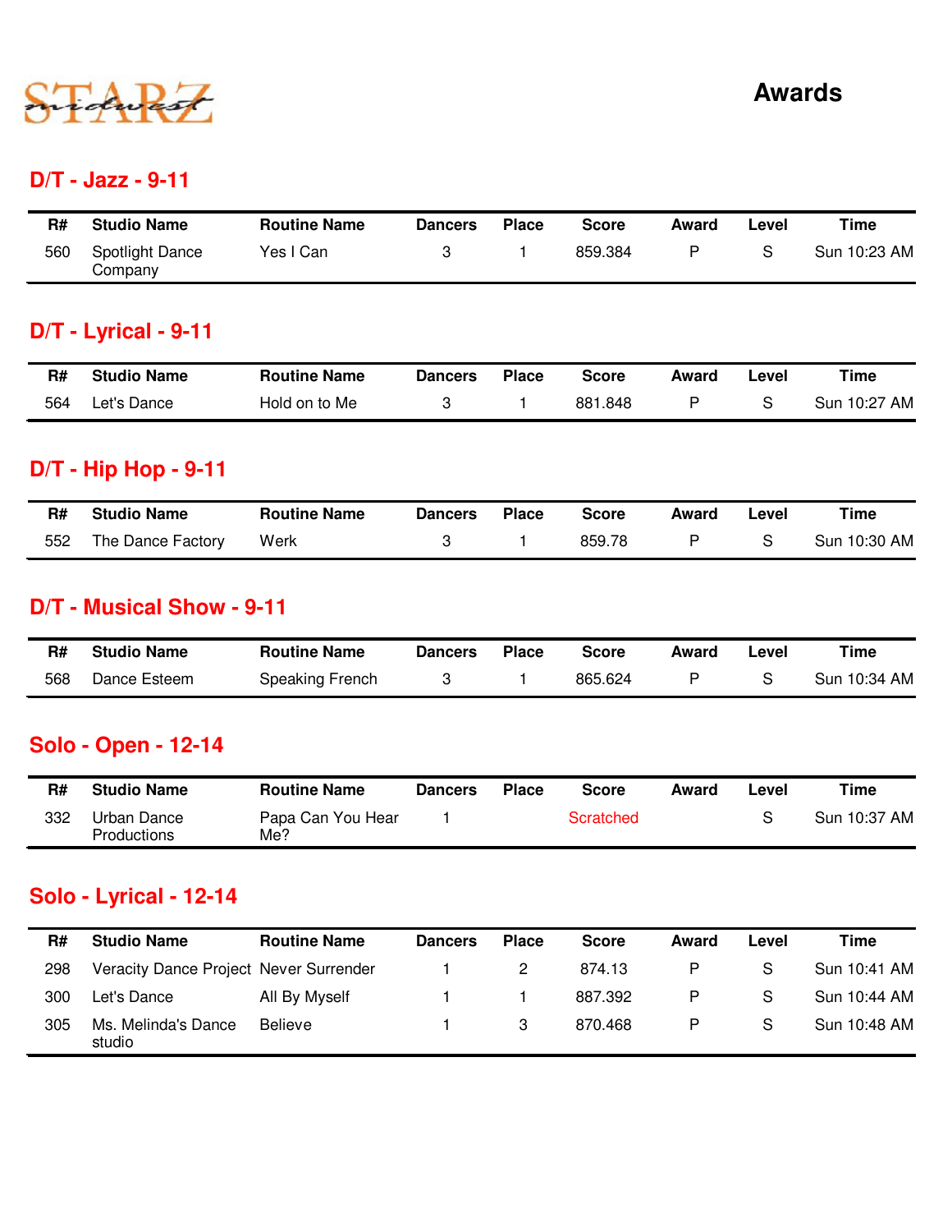# Awards

## D/T - Jazz - 9-11

| R# | Studio Name | Routine Name | Dancers | Place | Score | Award | Level | Time |
|---|---|---|---|---|---|---|---|---|
| 560 | Spotlight Dance Company | Yes I Can | 3 | 1 | 859.384 | P | S | Sun 10:23 AM |

## D/T - Lyrical - 9-11

| R# | Studio Name | Routine Name | Dancers | Place | Score | Award | Level | Time |
|---|---|---|---|---|---|---|---|---|
| 564 | Let's Dance | Hold on to Me | 3 | 1 | 881.848 | P | S | Sun 10:27 AM |

## D/T - Hip Hop - 9-11

| R# | Studio Name | Routine Name | Dancers | Place | Score | Award | Level | Time |
|---|---|---|---|---|---|---|---|---|
| 552 | The Dance Factory | Werk | 3 | 1 | 859.78 | P | S | Sun 10:30 AM |

## D/T - Musical Show - 9-11

| R# | Studio Name | Routine Name | Dancers | Place | Score | Award | Level | Time |
|---|---|---|---|---|---|---|---|---|
| 568 | Dance Esteem | Speaking French | 3 | 1 | 865.624 | P | S | Sun 10:34 AM |

## Solo - Open - 12-14

| R# | Studio Name | Routine Name | Dancers | Place | Score | Award | Level | Time |
|---|---|---|---|---|---|---|---|---|
| 332 | Urban Dance Productions | Papa Can You Hear Me? | 1 | | Scratched | | S | Sun 10:37 AM |

## Solo - Lyrical - 12-14

| R# | Studio Name | Routine Name | Dancers | Place | Score | Award | Level | Time |
|---|---|---|---|---|---|---|---|---|
| 298 | Veracity Dance Project | Never Surrender | 1 | 2 | 874.13 | P | S | Sun 10:41 AM |
| 300 | Let's Dance | All By Myself | 1 | 1 | 887.392 | P | S | Sun 10:44 AM |
| 305 | Ms. Melinda's Dance studio | Believe | 1 | 3 | 870.468 | P | S | Sun 10:48 AM |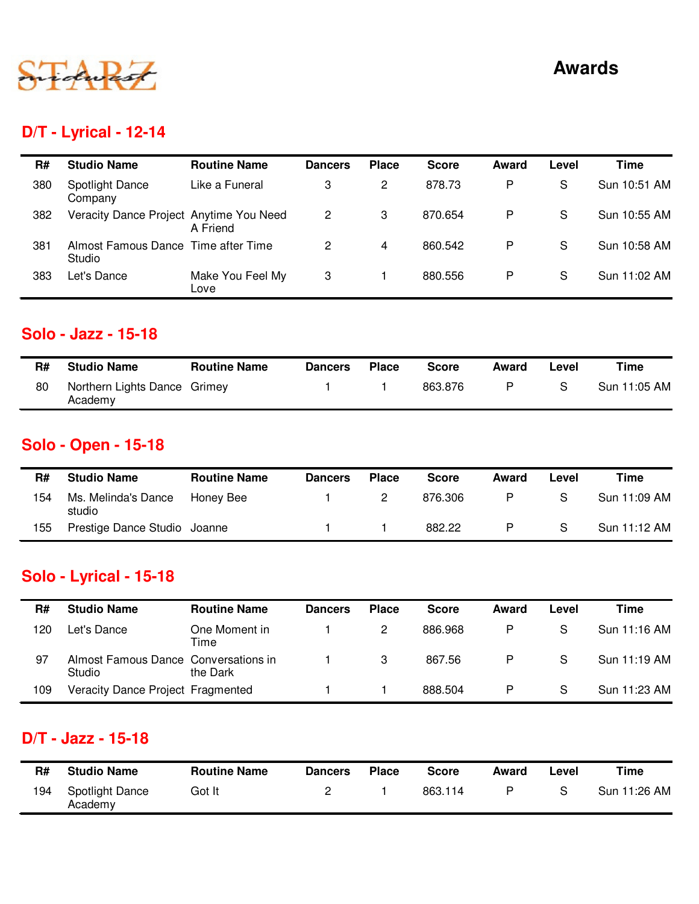# Awards

## D/T - Lyrical - 12-14

| R# | Studio Name | Routine Name | Dancers | Place | Score | Award | Level | Time |
|---|---|---|---|---|---|---|---|---|
| 380 | Spotlight Dance Company | Like a Funeral | 3 | 2 | 878.73 | P | S | Sun 10:51 AM |
| 382 | Veracity Dance Project | Anytime You Need A Friend | 2 | 3 | 870.654 | P | S | Sun 10:55 AM |
| 381 | Almost Famous Dance Studio | Time after Time | 2 | 4 | 860.542 | P | S | Sun 10:58 AM |
| 383 | Let's Dance | Make You Feel My Love | 3 | 1 | 880.556 | P | S | Sun 11:02 AM |

## Solo - Jazz - 15-18

| R# | Studio Name | Routine Name | Dancers | Place | Score | Award | Level | Time |
|---|---|---|---|---|---|---|---|---|
| 80 | Northern Lights Dance Academy | Grimey | 1 | 1 | 863.876 | P | S | Sun 11:05 AM |

## Solo - Open - 15-18

| R# | Studio Name | Routine Name | Dancers | Place | Score | Award | Level | Time |
|---|---|---|---|---|---|---|---|---|
| 154 | Ms. Melinda's Dance studio | Honey Bee | 1 | 2 | 876.306 | P | S | Sun 11:09 AM |
| 155 | Prestige Dance Studio | Joanne | 1 | 1 | 882.22 | P | S | Sun 11:12 AM |

## Solo - Lyrical - 15-18

| R# | Studio Name | Routine Name | Dancers | Place | Score | Award | Level | Time |
|---|---|---|---|---|---|---|---|---|
| 120 | Let's Dance | One Moment in Time | 1 | 2 | 886.968 | P | S | Sun 11:16 AM |
| 97 | Almost Famous Dance Studio | Conversations in the Dark | 1 | 3 | 867.56 | P | S | Sun 11:19 AM |
| 109 | Veracity Dance Project | Fragmented | 1 | 1 | 888.504 | P | S | Sun 11:23 AM |

## D/T - Jazz - 15-18

| R# | Studio Name | Routine Name | Dancers | Place | Score | Award | Level | Time |
|---|---|---|---|---|---|---|---|---|
| 194 | Spotlight Dance Academy | Got It | 2 | 1 | 863.114 | P | S | Sun 11:26 AM |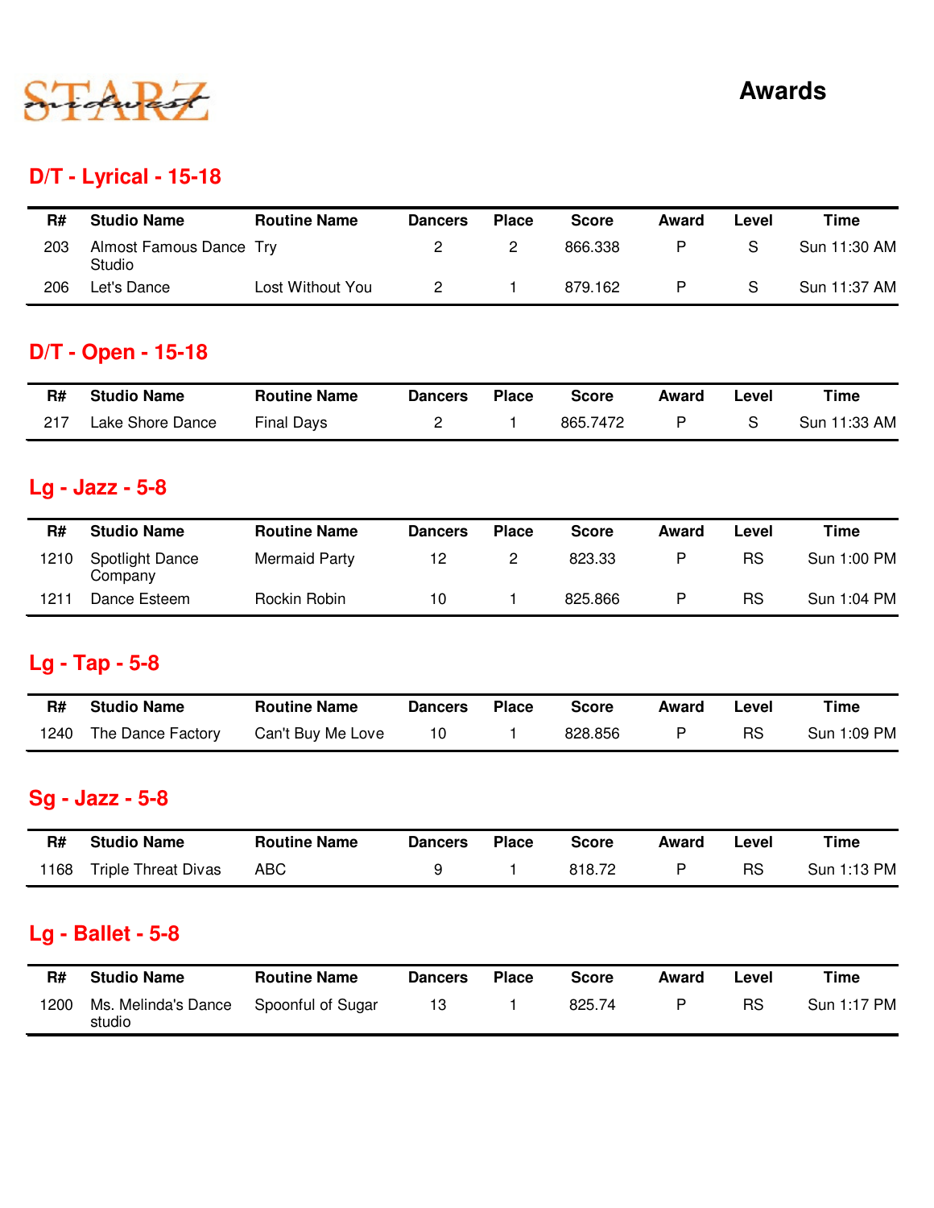STARZ midwest

# Awards

## D/T - Lyrical - 15-18

| R# | Studio Name | Routine Name | Dancers | Place | Score | Award | Level | Time |
|---|---|---|---|---|---|---|---|---|
| 203 | Almost Famous Dance Studio | Try | 2 | 2 | 866.338 | P | S | Sun 11:30 AM |
| 206 | Let's Dance | Lost Without You | 2 | 1 | 879.162 | P | S | Sun 11:37 AM |

## D/T - Open - 15-18

| R# | Studio Name | Routine Name | Dancers | Place | Score | Award | Level | Time |
|---|---|---|---|---|---|---|---|---|
| 217 | Lake Shore Dance | Final Days | 2 | 1 | 865.7472 | P | S | Sun 11:33 AM |

## Lg - Jazz - 5-8

| R# | Studio Name | Routine Name | Dancers | Place | Score | Award | Level | Time |
|---|---|---|---|---|---|---|---|---|
| 1210 | Spotlight Dance Company | Mermaid Party | 12 | 2 | 823.33 | P | RS | Sun 1:00 PM |
| 1211 | Dance Esteem | Rockin Robin | 10 | 1 | 825.866 | P | RS | Sun 1:04 PM |

## Lg - Tap - 5-8

| R# | Studio Name | Routine Name | Dancers | Place | Score | Award | Level | Time |
|---|---|---|---|---|---|---|---|---|
| 1240 | The Dance Factory | Can't Buy Me Love | 10 | 1 | 828.856 | P | RS | Sun 1:09 PM |

## Sg - Jazz - 5-8

| R# | Studio Name | Routine Name | Dancers | Place | Score | Award | Level | Time |
|---|---|---|---|---|---|---|---|---|
| 1168 | Triple Threat Divas | ABC | 9 | 1 | 818.72 | P | RS | Sun 1:13 PM |

## Lg - Ballet - 5-8

| R# | Studio Name | Routine Name | Dancers | Place | Score | Award | Level | Time |
|---|---|---|---|---|---|---|---|---|
| 1200 | Ms. Melinda's Dance studio | Spoonful of Sugar | 13 | 1 | 825.74 | P | RS | Sun 1:17 PM |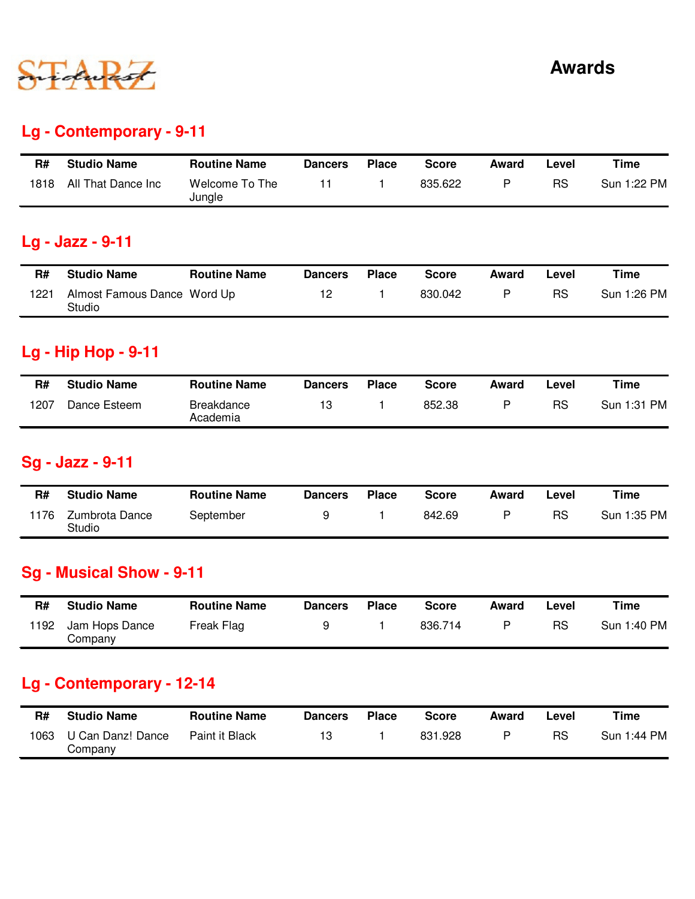# Awards

## Lg - Contemporary - 9-11

| R# | Studio Name | Routine Name | Dancers | Place | Score | Award | Level | Time |
|---|---|---|---|---|---|---|---|---|
| 1818 | All That Dance Inc | Welcome To The Jungle | 11 | 1 | 835.622 | P | RS | Sun 1:22 PM |

## Lg - Jazz - 9-11

| R# | Studio Name | Routine Name | Dancers | Place | Score | Award | Level | Time |
|---|---|---|---|---|---|---|---|---|
| 1221 | Almost Famous Dance Studio | Word Up | 12 | 1 | 830.042 | P | RS | Sun 1:26 PM |

## Lg - Hip Hop - 9-11

| R# | Studio Name | Routine Name | Dancers | Place | Score | Award | Level | Time |
|---|---|---|---|---|---|---|---|---|
| 1207 | Dance Esteem | Breakdance Academia | 13 | 1 | 852.38 | P | RS | Sun 1:31 PM |

## Sg - Jazz - 9-11

| R# | Studio Name | Routine Name | Dancers | Place | Score | Award | Level | Time |
|---|---|---|---|---|---|---|---|---|
| 1176 | Zumbrota Dance Studio | September | 9 | 1 | 842.69 | P | RS | Sun 1:35 PM |

## Sg - Musical Show - 9-11

| R# | Studio Name | Routine Name | Dancers | Place | Score | Award | Level | Time |
|---|---|---|---|---|---|---|---|---|
| 1192 | Jam Hops Dance Company | Freak Flag | 9 | 1 | 836.714 | P | RS | Sun 1:40 PM |

## Lg - Contemporary - 12-14

| R# | Studio Name | Routine Name | Dancers | Place | Score | Award | Level | Time |
|---|---|---|---|---|---|---|---|---|
| 1063 | U Can Danz! Dance Company | Paint it Black | 13 | 1 | 831.928 | P | RS | Sun 1:44 PM |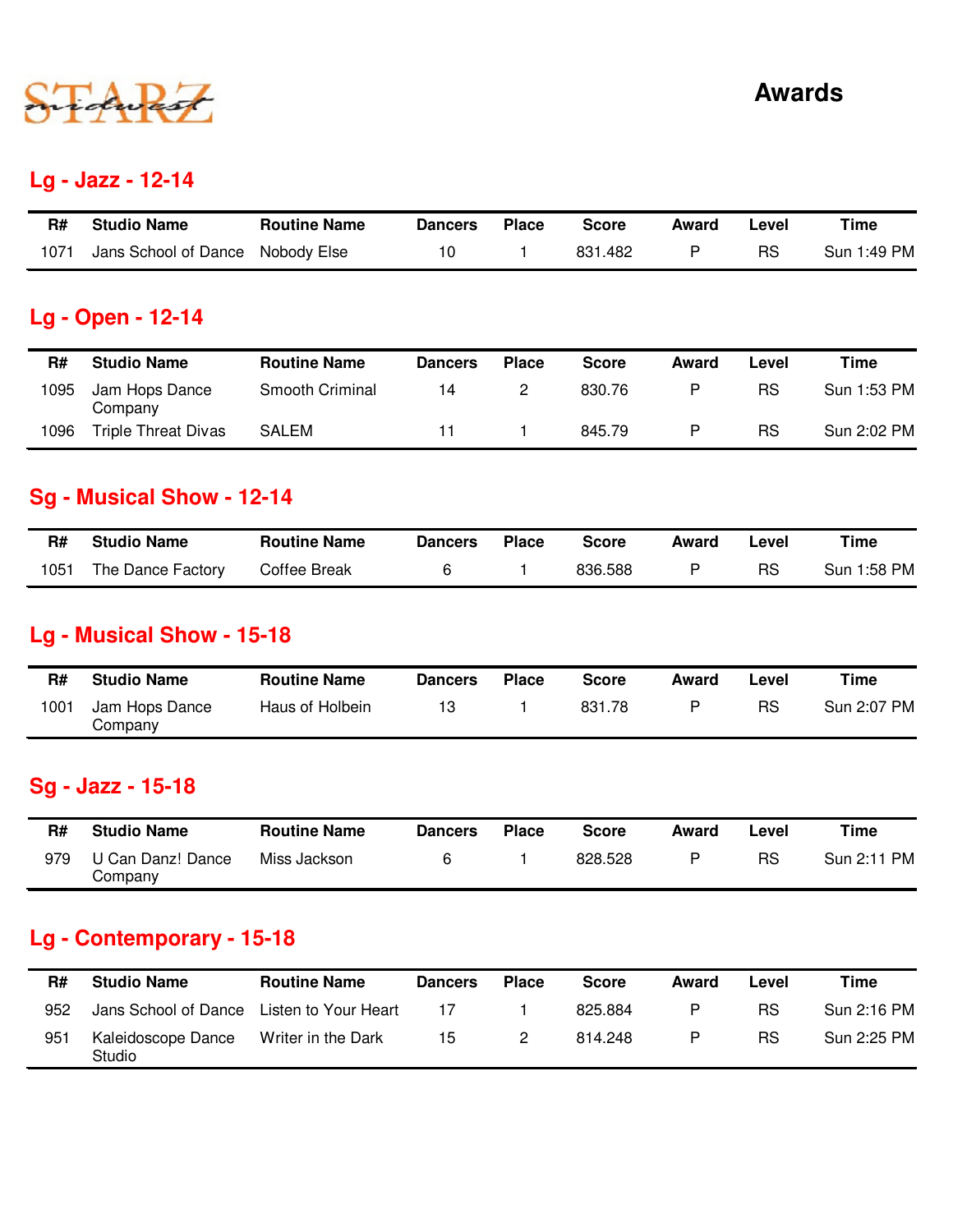# Awards

## Lg - Jazz - 12-14

| R# | Studio Name | Routine Name | Dancers | Place | Score | Award | Level | Time |
|---|---|---|---|---|---|---|---|---|
| 1071 | Jans School of Dance | Nobody Else | 10 | 1 | 831.482 | P | RS | Sun 1:49 PM |

## Lg - Open - 12-14

| R# | Studio Name | Routine Name | Dancers | Place | Score | Award | Level | Time |
|---|---|---|---|---|---|---|---|---|
| 1095 | Jam Hops Dance Company | Smooth Criminal | 14 | 2 | 830.76 | P | RS | Sun 1:53 PM |
| 1096 | Triple Threat Divas | SALEM | 11 | 1 | 845.79 | P | RS | Sun 2:02 PM |

## Sg - Musical Show - 12-14

| R# | Studio Name | Routine Name | Dancers | Place | Score | Award | Level | Time |
|---|---|---|---|---|---|---|---|---|
| 1051 | The Dance Factory | Coffee Break | 6 | 1 | 836.588 | P | RS | Sun 1:58 PM |

## Lg - Musical Show - 15-18

| R# | Studio Name | Routine Name | Dancers | Place | Score | Award | Level | Time |
|---|---|---|---|---|---|---|---|---|
| 1001 | Jam Hops Dance Company | Haus of Holbein | 13 | 1 | 831.78 | P | RS | Sun 2:07 PM |

## Sg - Jazz - 15-18

| R# | Studio Name | Routine Name | Dancers | Place | Score | Award | Level | Time |
|---|---|---|---|---|---|---|---|---|
| 979 | U Can Danz! Dance Company | Miss Jackson | 6 | 1 | 828.528 | P | RS | Sun 2:11 PM |

## Lg - Contemporary - 15-18

| R# | Studio Name | Routine Name | Dancers | Place | Score | Award | Level | Time |
|---|---|---|---|---|---|---|---|---|
| 952 | Jans School of Dance | Listen to Your Heart | 17 | 1 | 825.884 | P | RS | Sun 2:16 PM |
| 951 | Kaleidoscope Dance Studio | Writer in the Dark | 15 | 2 | 814.248 | P | RS | Sun 2:25 PM |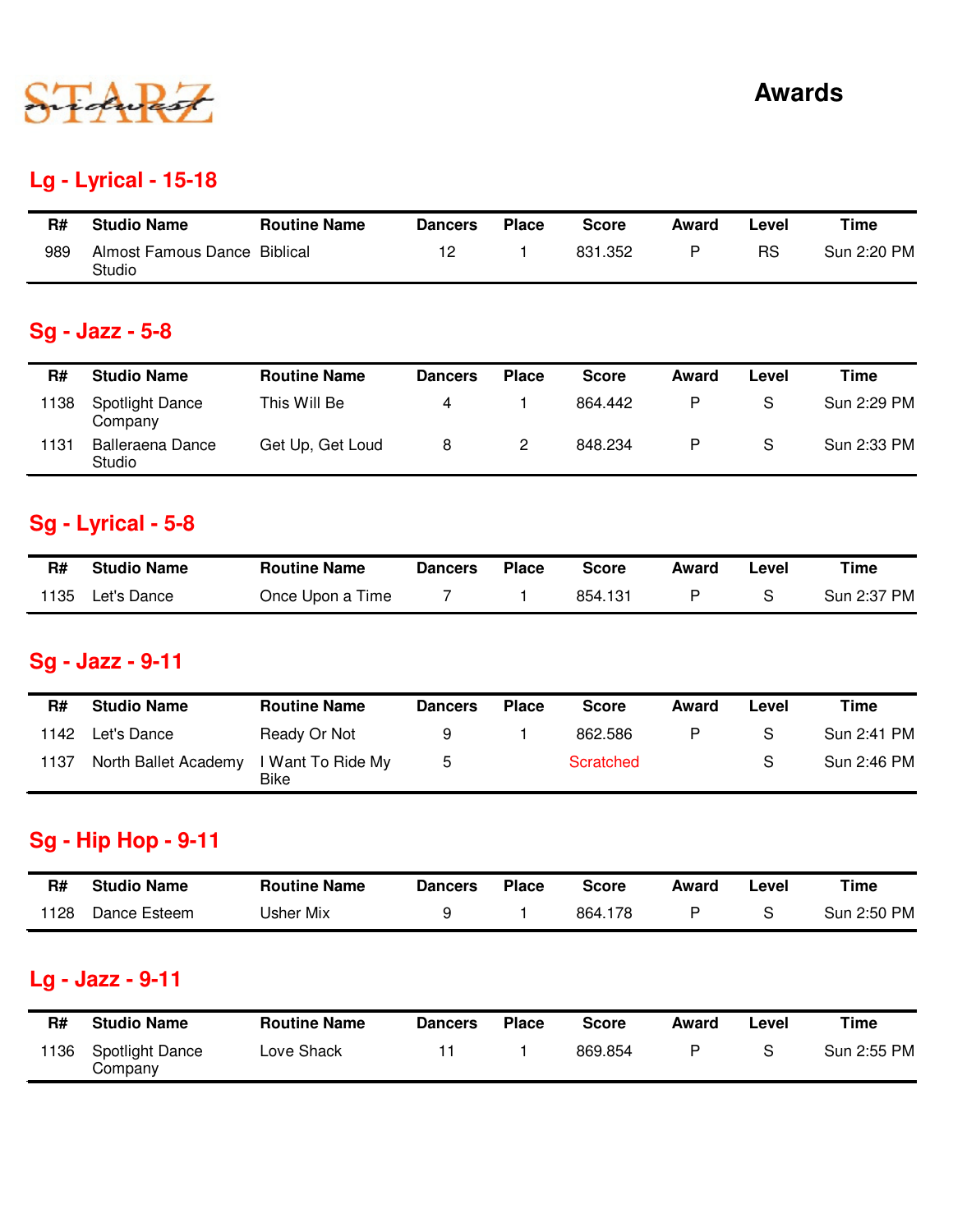STARZ midwest

# Awards

## Lg - Lyrical - 15-18

| R# | Studio Name | Routine Name | Dancers | Place | Score | Award | Level | Time |
|---|---|---|---|---|---|---|---|---|
| 989 | Almost Famous Dance Studio | Biblical | 12 | 1 | 831.352 | P | RS | Sun 2:20 PM |

## Sg - Jazz - 5-8

| R# | Studio Name | Routine Name | Dancers | Place | Score | Award | Level | Time |
|---|---|---|---|---|---|---|---|---|
| 1138 | Spotlight Dance Company | This Will Be | 4 | 1 | 864.442 | P | S | Sun 2:29 PM |
| 1131 | Balleraena Dance Studio | Get Up, Get Loud | 8 | 2 | 848.234 | P | S | Sun 2:33 PM |

## Sg - Lyrical - 5-8

| R# | Studio Name | Routine Name | Dancers | Place | Score | Award | Level | Time |
|---|---|---|---|---|---|---|---|---|
| 1135 | Let's Dance | Once Upon a Time | 7 | 1 | 854.131 | P | S | Sun 2:37 PM |

## Sg - Jazz - 9-11

| R# | Studio Name | Routine Name | Dancers | Place | Score | Award | Level | Time |
|---|---|---|---|---|---|---|---|---|
| 1142 | Let's Dance | Ready Or Not | 9 | 1 | 862.586 | P | S | Sun 2:41 PM |
| 1137 | North Ballet Academy | I Want To Ride My Bike | 5 | | Scratched | | S | Sun 2:46 PM |

## Sg - Hip Hop - 9-11

| R# | Studio Name | Routine Name | Dancers | Place | Score | Award | Level | Time |
|---|---|---|---|---|---|---|---|---|
| 1128 | Dance Esteem | Usher Mix | 9 | 1 | 864.178 | P | S | Sun 2:50 PM |

## Lg - Jazz - 9-11

| R# | Studio Name | Routine Name | Dancers | Place | Score | Award | Level | Time |
|---|---|---|---|---|---|---|---|---|
| 1136 | Spotlight Dance Company | Love Shack | 11 | 1 | 869.854 | P | S | Sun 2:55 PM |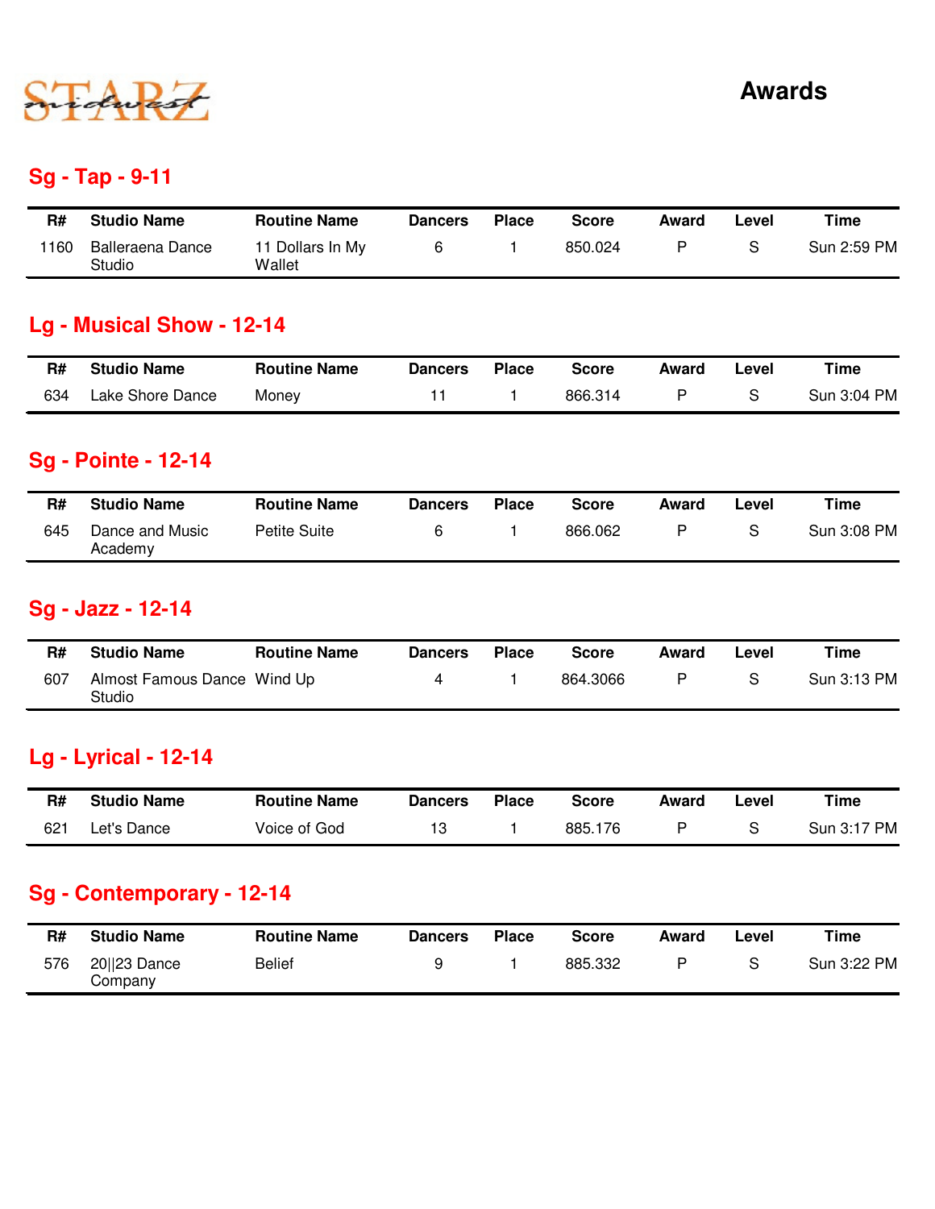# STARZ midwest

# Awards

## Sg - Tap - 9-11

| R# | Studio Name | Routine Name | Dancers | Place | Score | Award | Level | Time |
|---|---|---|---|---|---|---|---|---|
| 1160 | Balleraena Dance Studio | 11 Dollars In My Wallet | 6 | 1 | 850.024 | P | S | Sun 2:59 PM |

## Lg - Musical Show - 12-14

| R# | Studio Name | Routine Name | Dancers | Place | Score | Award | Level | Time |
|---|---|---|---|---|---|---|---|---|
| 634 | Lake Shore Dance | Money | 11 | 1 | 866.314 | P | S | Sun 3:04 PM |

## Sg - Pointe - 12-14

| R# | Studio Name | Routine Name | Dancers | Place | Score | Award | Level | Time |
|---|---|---|---|---|---|---|---|---|
| 645 | Dance and Music Academy | Petite Suite | 6 | 1 | 866.062 | P | S | Sun 3:08 PM |

## Sg - Jazz - 12-14

| R# | Studio Name | Routine Name | Dancers | Place | Score | Award | Level | Time |
|---|---|---|---|---|---|---|---|---|
| 607 | Almost Famous Dance Studio | Wind Up | 4 | 1 | 864.3066 | P | S | Sun 3:13 PM |

## Lg - Lyrical - 12-14

| R# | Studio Name | Routine Name | Dancers | Place | Score | Award | Level | Time |
|---|---|---|---|---|---|---|---|---|
| 621 | Let's Dance | Voice of God | 13 | 1 | 885.176 | P | S | Sun 3:17 PM |

## Sg - Contemporary - 12-14

| R# | Studio Name | Routine Name | Dancers | Place | Score | Award | Level | Time |
|---|---|---|---|---|---|---|---|---|
| 576 | 20\|\|23 Dance Company | Belief | 9 | 1 | 885.332 | P | S | Sun 3:22 PM |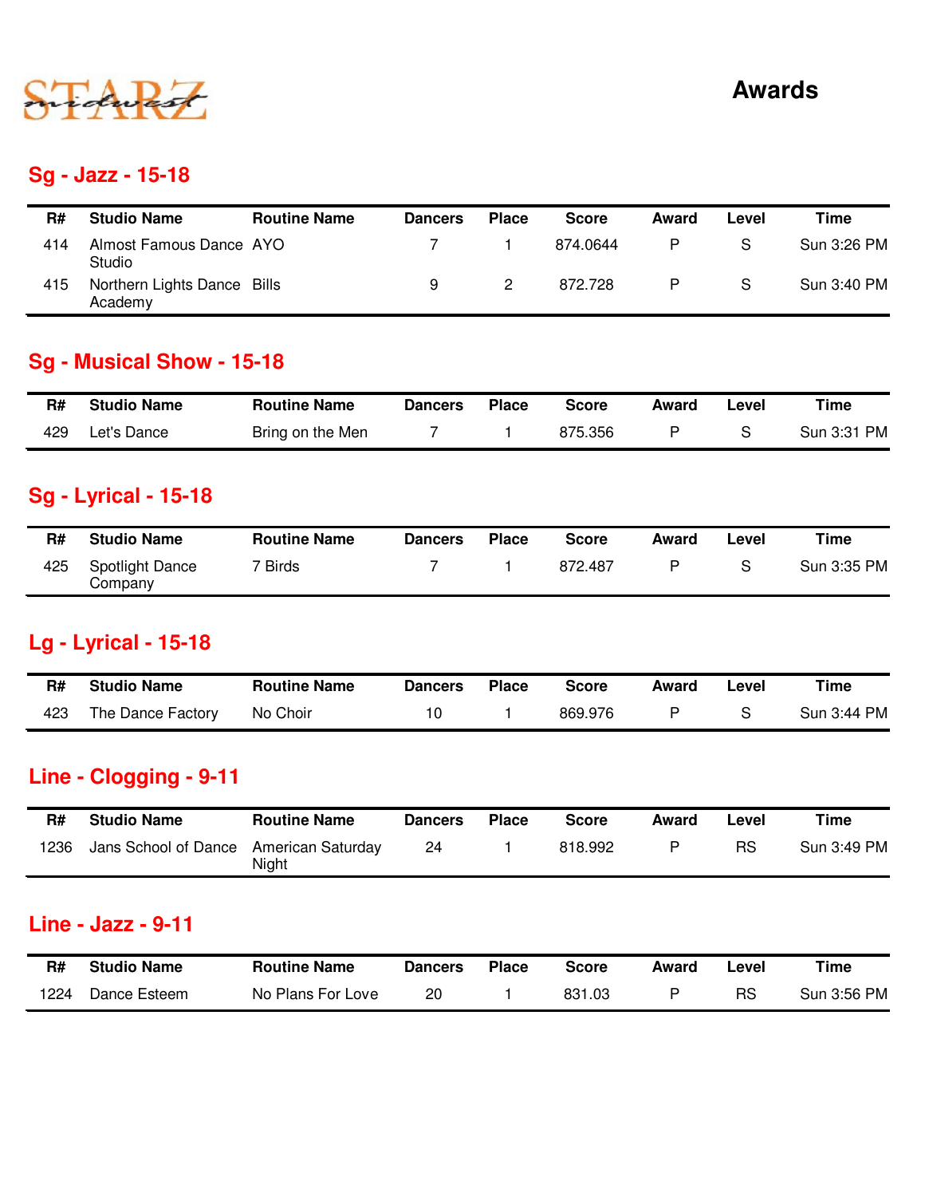STARZ midwest

# Awards

## Sg - Jazz - 15-18

| R# | Studio Name | Routine Name | Dancers | Place | Score | Award | Level | Time |
|---|---|---|---|---|---|---|---|---|
| 414 | Almost Famous Dance Studio | AYO | 7 | 1 | 874.0644 | P | S | Sun 3:26 PM |
| 415 | Northern Lights Dance Academy | Bills | 9 | 2 | 872.728 | P | S | Sun 3:40 PM |

## Sg - Musical Show - 15-18

| R# | Studio Name | Routine Name | Dancers | Place | Score | Award | Level | Time |
|---|---|---|---|---|---|---|---|---|
| 429 | Let's Dance | Bring on the Men | 7 | 1 | 875.356 | P | S | Sun 3:31 PM |

## Sg - Lyrical - 15-18

| R# | Studio Name | Routine Name | Dancers | Place | Score | Award | Level | Time |
|---|---|---|---|---|---|---|---|---|
| 425 | Spotlight Dance Company | 7 Birds | 7 | 1 | 872.487 | P | S | Sun 3:35 PM |

## Lg - Lyrical - 15-18

| R# | Studio Name | Routine Name | Dancers | Place | Score | Award | Level | Time |
|---|---|---|---|---|---|---|---|---|
| 423 | The Dance Factory | No Choir | 10 | 1 | 869.976 | P | S | Sun 3:44 PM |

## Line - Clogging - 9-11

| R# | Studio Name | Routine Name | Dancers | Place | Score | Award | Level | Time |
|---|---|---|---|---|---|---|---|---|
| 1236 | Jans School of Dance | American Saturday Night | 24 | 1 | 818.992 | P | RS | Sun 3:49 PM |

## Line - Jazz - 9-11

| R# | Studio Name | Routine Name | Dancers | Place | Score | Award | Level | Time |
|---|---|---|---|---|---|---|---|---|
| 1224 | Dance Esteem | No Plans For Love | 20 | 1 | 831.03 | P | RS | Sun 3:56 PM |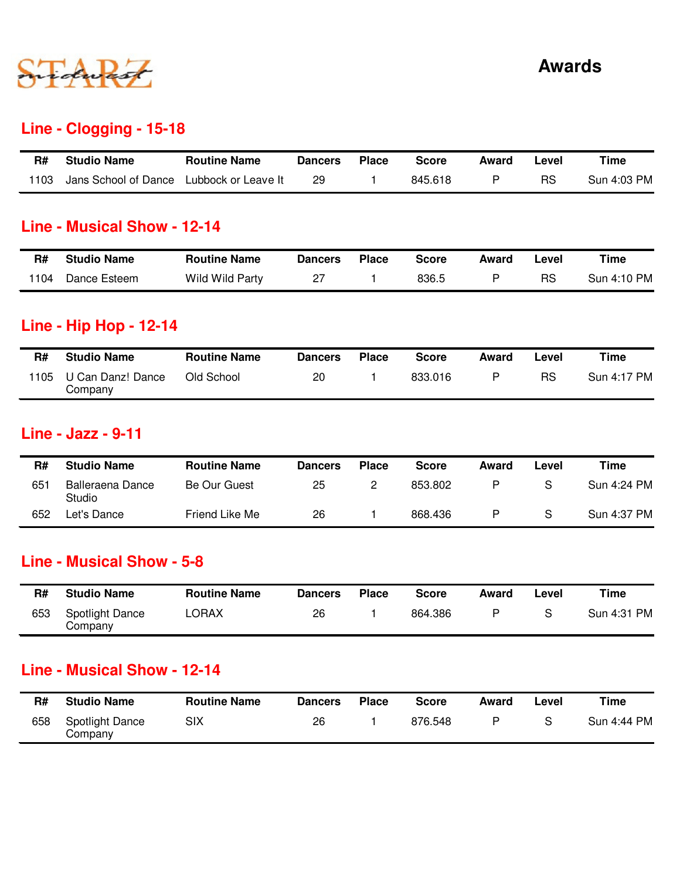# Awards

## Line - Clogging - 15-18

| R# | Studio Name | Routine Name | Dancers | Place | Score | Award | Level | Time |
|---|---|---|---|---|---|---|---|---|
| 1103 | Jans School of Dance | Lubbock or Leave It | 29 | 1 | 845.618 | P | RS | Sun 4:03 PM |

## Line - Musical Show - 12-14

| R# | Studio Name | Routine Name | Dancers | Place | Score | Award | Level | Time |
|---|---|---|---|---|---|---|---|---|
| 1104 | Dance Esteem | Wild Wild Party | 27 | 1 | 836.5 | P | RS | Sun 4:10 PM |

## Line - Hip Hop - 12-14

| R# | Studio Name | Routine Name | Dancers | Place | Score | Award | Level | Time |
|---|---|---|---|---|---|---|---|---|
| 1105 | U Can Danz! Dance Company | Old School | 20 | 1 | 833.016 | P | RS | Sun 4:17 PM |

## Line - Jazz - 9-11

| R# | Studio Name | Routine Name | Dancers | Place | Score | Award | Level | Time |
|---|---|---|---|---|---|---|---|---|
| 651 | Balleraena Dance Studio | Be Our Guest | 25 | 2 | 853.802 | P | S | Sun 4:24 PM |
| 652 | Let's Dance | Friend Like Me | 26 | 1 | 868.436 | P | S | Sun 4:37 PM |

## Line - Musical Show - 5-8

| R# | Studio Name | Routine Name | Dancers | Place | Score | Award | Level | Time |
|---|---|---|---|---|---|---|---|---|
| 653 | Spotlight Dance Company | LORAX | 26 | 1 | 864.386 | P | S | Sun 4:31 PM |

## Line - Musical Show - 12-14

| R# | Studio Name | Routine Name | Dancers | Place | Score | Award | Level | Time |
|---|---|---|---|---|---|---|---|---|
| 658 | Spotlight Dance Company | SIX | 26 | 1 | 876.548 | P | S | Sun 4:44 PM |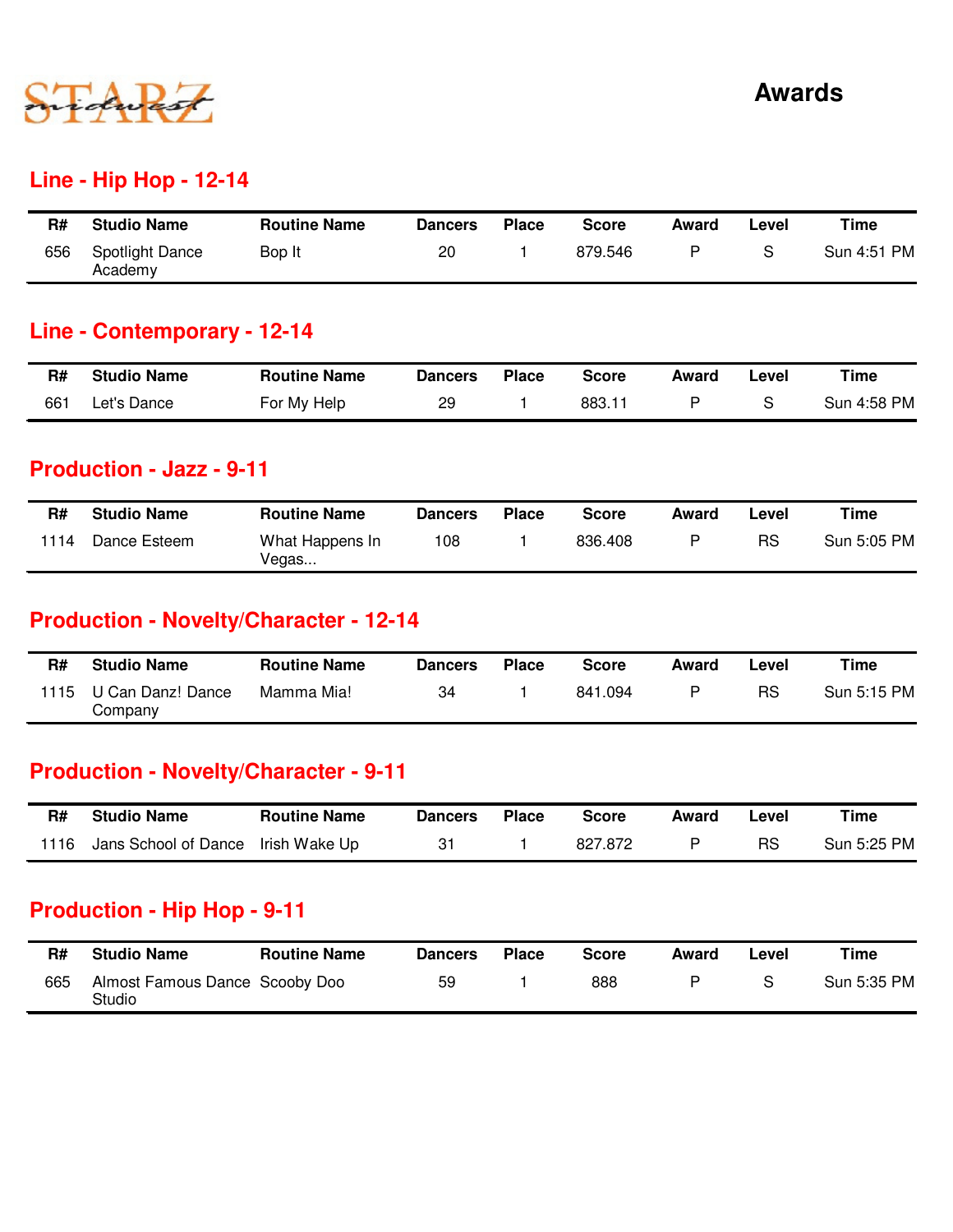# Awards

## Line - Hip Hop - 12-14

| R# | Studio Name | Routine Name | Dancers | Place | Score | Award | Level | Time |
|---|---|---|---|---|---|---|---|---|
| 656 | Spotlight Dance Academy | Bop It | 20 | 1 | 879.546 | P | S | Sun 4:51 PM |

## Line - Contemporary - 12-14

| R# | Studio Name | Routine Name | Dancers | Place | Score | Award | Level | Time |
|---|---|---|---|---|---|---|---|---|
| 661 | Let's Dance | For My Help | 29 | 1 | 883.11 | P | S | Sun 4:58 PM |

## Production - Jazz - 9-11

| R# | Studio Name | Routine Name | Dancers | Place | Score | Award | Level | Time |
|---|---|---|---|---|---|---|---|---|
| 1114 | Dance Esteem | What Happens In Vegas... | 108 | 1 | 836.408 | P | RS | Sun 5:05 PM |

## Production - Novelty/Character - 12-14

| R# | Studio Name | Routine Name | Dancers | Place | Score | Award | Level | Time |
|---|---|---|---|---|---|---|---|---|
| 1115 | U Can Danz! Dance Company | Mamma Mia! | 34 | 1 | 841.094 | P | RS | Sun 5:15 PM |

## Production - Novelty/Character - 9-11

| R# | Studio Name | Routine Name | Dancers | Place | Score | Award | Level | Time |
|---|---|---|---|---|---|---|---|---|
| 1116 | Jans School of Dance | Irish Wake Up | 31 | 1 | 827.872 | P | RS | Sun 5:25 PM |

## Production - Hip Hop - 9-11

| R# | Studio Name | Routine Name | Dancers | Place | Score | Award | Level | Time |
|---|---|---|---|---|---|---|---|---|
| 665 | Almost Famous Dance Studio | Scooby Doo | 59 | 1 | 888 | P | S | Sun 5:35 PM |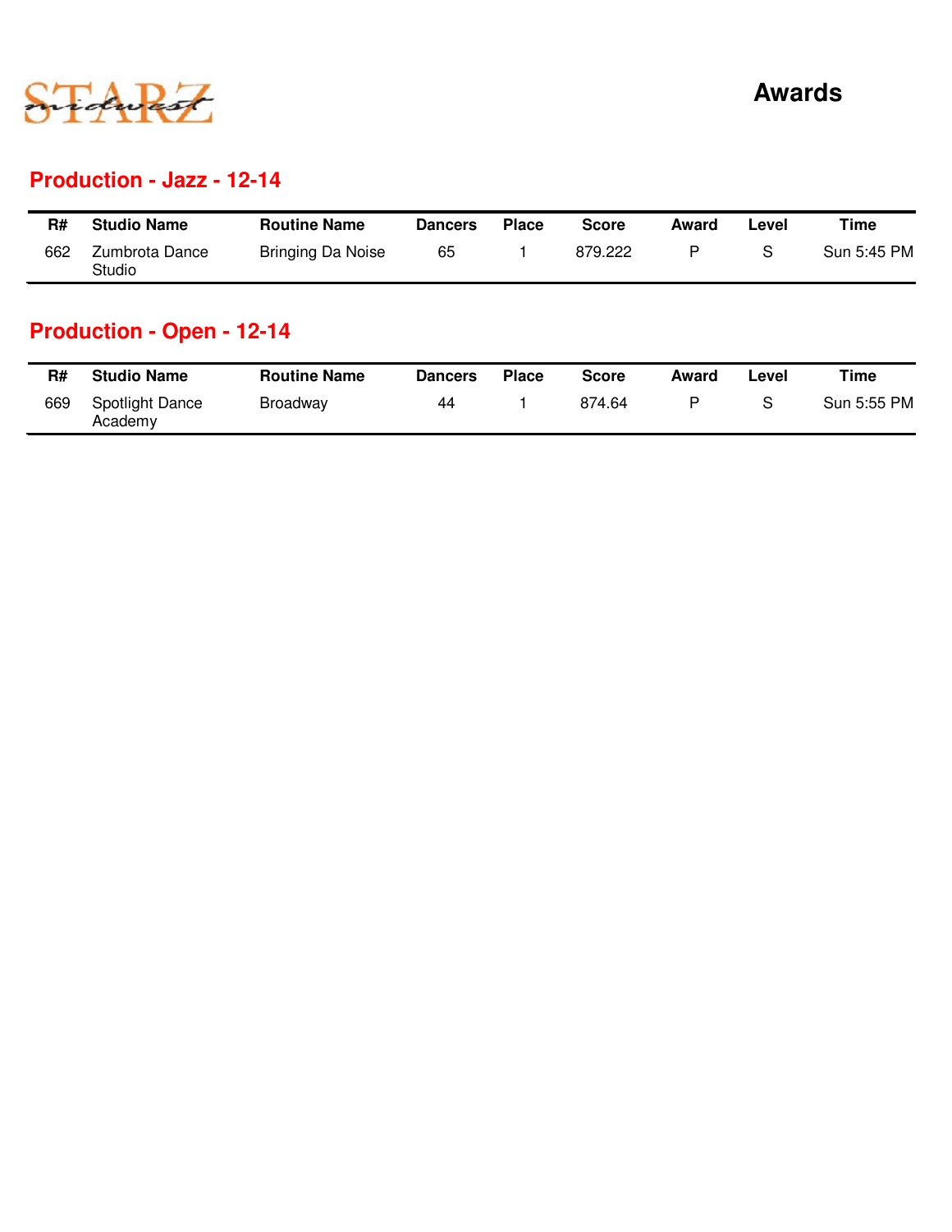# Awards

## Production - Jazz - 12-14

| R# | Studio Name | Routine Name | Dancers | Place | Score | Award | Level | Time |
|---|---|---|---|---|---|---|---|---|
| 662 | Zumbrota Dance Studio | Bringing Da Noise | 65 | 1 | 879.222 | P | S | Sun 5:45 PM |

## Production - Open - 12-14

| R# | Studio Name | Routine Name | Dancers | Place | Score | Award | Level | Time |
|---|---|---|---|---|---|---|---|---|
| 669 | Spotlight Dance Academy | Broadway | 44 | 1 | 874.64 | P | S | Sun 5:55 PM |